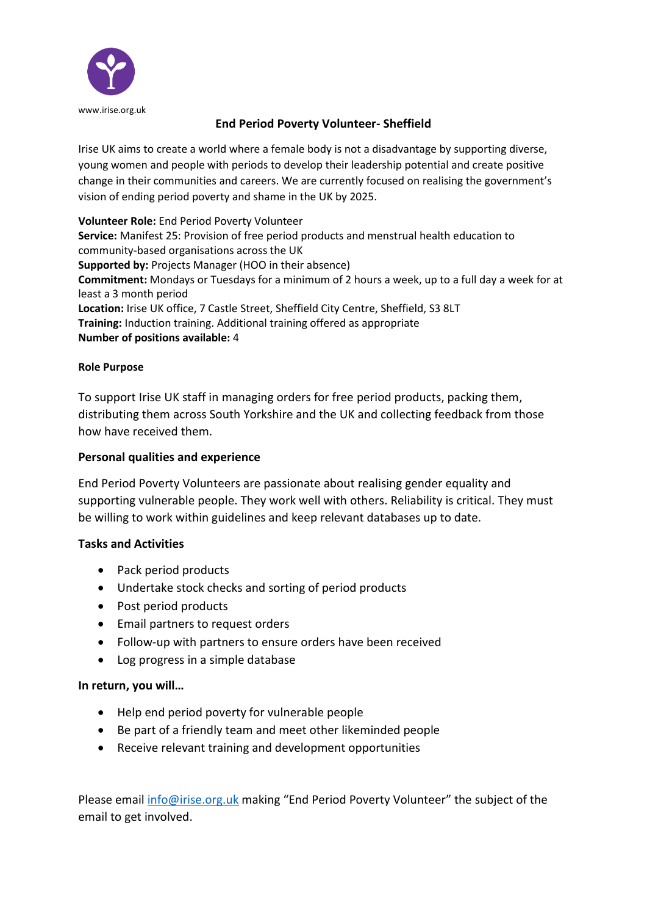www.irise.org.uk

# End Period Poverty Volunteer- Sheffield

Irise UK aims to create a world where a female body is not a disadvantage by supporting diverse, young women and people with periods to develop their leadership potential and create positive change in their communities and careers. We are currently focused on realising the government's vision of ending period poverty and shame in the UK by 2025.

**Volunteer Role:** End Period Poverty Volunteer
**Service:** Manifest 25: Provision of free period products and menstrual health education to community-based organisations across the UK
**Supported by:** Projects Manager (HOO in their absence)
**Commitment:** Mondays or Tuesdays for a minimum of 2 hours a week, up to a full day a week for at least a 3 month period
**Location:** Irise UK office, 7 Castle Street, Sheffield City Centre, Sheffield, S3 8LT
**Training:** Induction training. Additional training offered as appropriate
**Number of positions available:** 4

## Role Purpose

To support Irise UK staff in managing orders for free period products, packing them, distributing them across South Yorkshire and the UK and collecting feedback from those how have received them.

## Personal qualities and experience

End Period Poverty Volunteers are passionate about realising gender equality and supporting vulnerable people. They work well with others. Reliability is critical. They must be willing to work within guidelines and keep relevant databases up to date.

## Tasks and Activities

- Pack period products
- Undertake stock checks and sorting of period products
- Post period products
- Email partners to request orders
- Follow-up with partners to ensure orders have been received
- Log progress in a simple database

## In return, you will…

- Help end period poverty for vulnerable people
- Be part of a friendly team and meet other likeminded people
- Receive relevant training and development opportunities

Please email info@irise.org.uk making "End Period Poverty Volunteer" the subject of the email to get involved.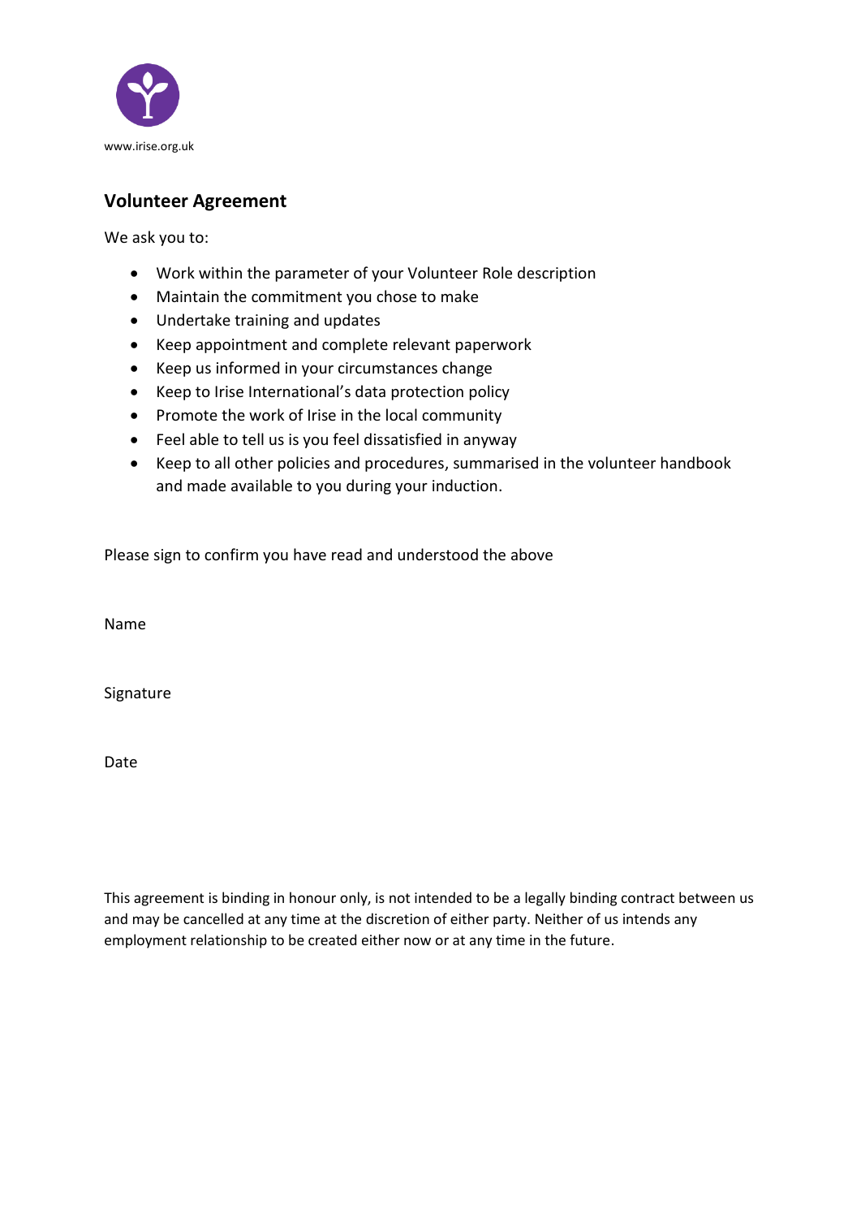www.irise.org.uk

## Volunteer Agreement

We ask you to:

- Work within the parameter of your Volunteer Role description
- Maintain the commitment you chose to make
- Undertake training and updates
- Keep appointment and complete relevant paperwork
- Keep us informed in your circumstances change
- Keep to Irise International's data protection policy
- Promote the work of Irise in the local community
- Feel able to tell us is you feel dissatisfied in anyway
- Keep to all other policies and procedures, summarised in the volunteer handbook and made available to you during your induction.

Please sign to confirm you have read and understood the above

Name

Signature

Date

This agreement is binding in honour only, is not intended to be a legally binding contract between us and may be cancelled at any time at the discretion of either party. Neither of us intends any employment relationship to be created either now or at any time in the future.